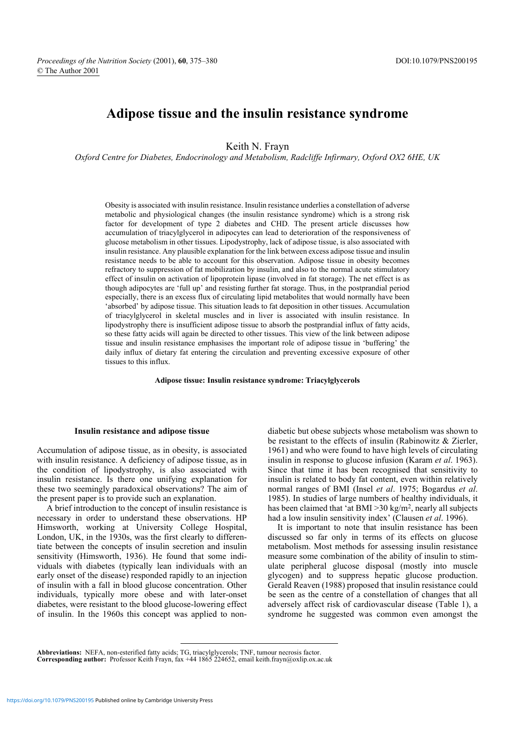# Adipose tissue and the insulin resistance syndrome

Keith N. Frayn

*Oxford Centre for Diabetes, Endocrinology and Metabolism, Radcliffe Infirmary, Oxford OX2 6HE, UK*

Obesity is associated with insulin resistance. Insulin resistance underlies a constellation of adverse metabolic and physiological changes (the insulin resistance syndrome) which is a strong risk factor for development of type 2 diabetes and CHD. The present article discusses how accumulation of triacylglycerol in adipocytes can lead to deterioration of the responsiveness of glucose metabolism in other tissues. Lipodystrophy, lack of adipose tissue, is also associated with insulin resistance. Any plausible explanation for the link between excess adipose tissue and insulin resistance needs to be able to account for this observation. Adipose tissue in obesity becomes refractory to suppression of fat mobilization by insulin, and also to the normal acute stimulatory effect of insulin on activation of lipoprotein lipase (involved in fat storage). The net effect is as though adipocytes are 'full up' and resisting further fat storage. Thus, in the postprandial period especially, there is an excess flux of circulating lipid metabolites that would normally have been 'absorbed' by adipose tissue. This situation leads to fat deposition in other tissues. Accumulation of triacylglycerol in skeletal muscles and in liver is associated with insulin resistance. In lipodystrophy there is insufficient adipose tissue to absorb the postprandial influx of fatty acids, so these fatty acids will again be directed to other tissues. This view of the link between adipose tissue and insulin resistance emphasises the important role of adipose tissue in 'buffering' the daily influx of dietary fat entering the circulation and preventing excessive exposure of other tissues to this influx.

**Adipose tissue: Insulin resistance syndrome: Triacylglycerols**

### Insulin resistance and adipose tissue

Accumulation of adipose tissue, as in obesity, is associated with insulin resistance. A deficiency of adipose tissue, as in the condition of lipodystrophy, is also associated with insulin resistance. Is there one unifying explanation for these two seemingly paradoxical observations? The aim of the present paper is to provide such an explanation.

A brief introduction to the concept of insulin resistance is necessary in order to understand these observations. HP Himsworth, working at University College Hospital, London, UK, in the 1930s, was the first clearly to differentiate between the concepts of insulin secretion and insulin sensitivity (Himsworth, 1936). He found that some individuals with diabetes (typically lean individuals with an early onset of the disease) responded rapidly to an injection of insulin with a fall in blood glucose concentration. Other individuals, typically more obese and with later-onset diabetes, were resistant to the blood glucose-lowering effect of insulin. In the 1960s this concept was applied to non-diabetic but obese subjects whose metabolism was shown to be resistant to the effects of insulin (Rabinowitz & Zierler, 1961) and who were found to have high levels of circulating insulin in response to glucose infusion (Karam *et al*. 1963). Since that time it has been recognised that sensitivity to insulin is related to body fat content, even within relatively normal ranges of BMI (Insel *et al*. 1975; Bogardus *et al*. 1985). In studies of large numbers of healthy individuals, it has been claimed that 'at BMI >30 kg/m$^2$, nearly all subjects had a low insulin sensitivity index' (Clausen *et al*. 1996).

It is important to note that insulin resistance has been discussed so far only in terms of its effects on glucose metabolism. Most methods for assessing insulin resistance measure some combination of the ability of insulin to stimulate peripheral glucose disposal (mostly into muscle glycogen) and to suppress hepatic glucose production. Gerald Reaven (1988) proposed that insulin resistance could be seen as the centre of a constellation of changes that all adversely affect risk of cardiovascular disease (Table 1), a syndrome he suggested was common even amongst the

**Abbreviations:** NEFA, non-esterified fatty acids; TG, triacylglycerols; TNF, tumour necrosis factor.
**Corresponding author:** Professor Keith Frayn, fax +44 1865 224652, email keith.frayn@oxlip.ox.ac.uk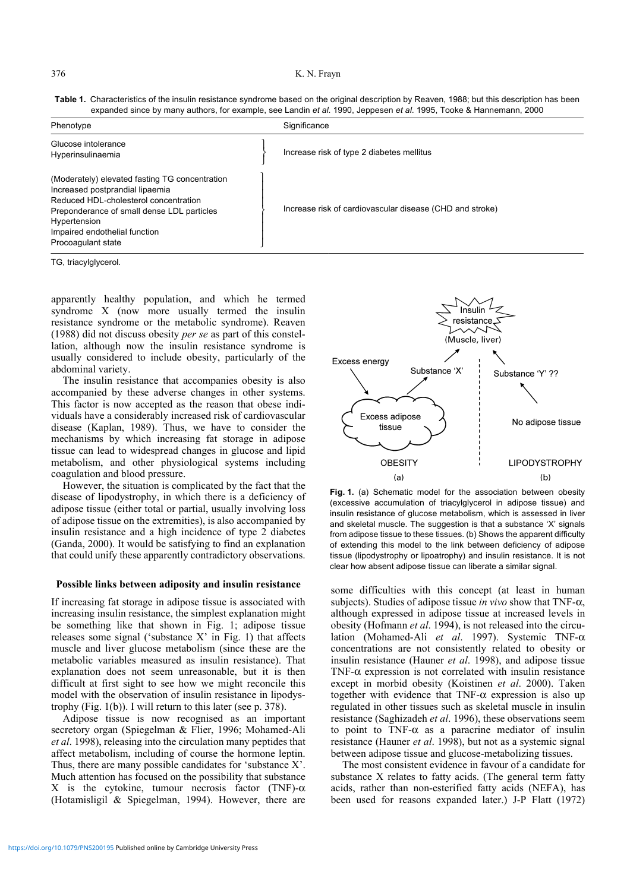**Table 1.** Characteristics of the insulin resistance syndrome based on the original description by Reaven, 1988; but this description has been expanded since by many authors, for example, see Landin *et al.* 1990, Jeppesen *et al.* 1995, Tooke & Hannemann, 2000

| Phenotype | Significance |
|---|---|
| Glucose intolerance<br>Hyperinsulinaemia | Increase risk of type 2 diabetes mellitus |
| (Moderately) elevated fasting TG concentration<br>Increased postprandial lipaemia<br>Reduced HDL-cholesterol concentration<br>Preponderance of small dense LDL particles<br>Hypertension<br>Impaired endothelial function<br>Procoagulant state | Increase risk of cardiovascular disease (CHD and stroke) |

TG, triacylglycerol.

apparently healthy population, and which he termed syndrome X (now more usually termed the insulin resistance syndrome or the metabolic syndrome). Reaven (1988) did not discuss obesity *per se* as part of this constellation, although now the insulin resistance syndrome is usually considered to include obesity, particularly of the abdominal variety.

The insulin resistance that accompanies obesity is also accompanied by these adverse changes in other systems. This factor is now accepted as the reason that obese individuals have a considerably increased risk of cardiovascular disease (Kaplan, 1989). Thus, we have to consider the mechanisms by which increasing fat storage in adipose tissue can lead to widespread changes in glucose and lipid metabolism, and other physiological systems including coagulation and blood pressure.

However, the situation is complicated by the fact that the disease of lipodystrophy, in which there is a deficiency of adipose tissue (either total or partial, usually involving loss of adipose tissue on the extremities), is also accompanied by insulin resistance and a high incidence of type 2 diabetes (Ganda, 2000). It would be satisfying to find an explanation that could unify these apparently contradictory observations.

## Possible links between adiposity and insulin resistance

If increasing fat storage in adipose tissue is associated with increasing insulin resistance, the simplest explanation might be something like that shown in Fig. 1; adipose tissue releases some signal ('substance X' in Fig. 1) that affects muscle and liver glucose metabolism (since these are the metabolic variables measured as insulin resistance). That explanation does not seem unreasonable, but it is then difficult at first sight to see how we might reconcile this model with the observation of insulin resistance in lipodystrophy (Fig. 1(b)). I will return to this later (see p. 378).

Adipose tissue is now recognised as an important secretory organ (Spiegelman & Flier, 1996; Mohamed-Ali *et al.* 1998), releasing into the circulation many peptides that affect metabolism, including of course the hormone leptin. Thus, there are many possible candidates for 'substance X'. Much attention has focused on the possibility that substance X is the cytokine, tumour necrosis factor (TNF)-α (Hotamisligil & Spiegelman, 1994). However, there are

**Fig. 1.** (a) Schematic model for the association between obesity (excessive accumulation of triacylglycerol in adipose tissue) and insulin resistance of glucose metabolism, which is assessed in liver and skeletal muscle. The suggestion is that a substance 'X' signals from adipose tissue to these tissues. (b) Shows the apparent difficulty of extending this model to the link between deficiency of adipose tissue (lipodystrophy or lipoatrophy) and insulin resistance. It is not clear how absent adipose tissue can liberate a similar signal.

some difficulties with this concept (at least in human subjects). Studies of adipose tissue *in vivo* show that TNF-α, although expressed in adipose tissue at increased levels in obesity (Hofmann *et al.* 1994), is not released into the circulation (Mohamed-Ali *et al.* 1997). Systemic TNF-α concentrations are not consistently related to obesity or insulin resistance (Hauner *et al.* 1998), and adipose tissue TNF-α expression is not correlated with insulin resistance except in morbid obesity (Koistinen *et al.* 2000). Taken together with evidence that TNF-α expression is also up regulated in other tissues such as skeletal muscle in insulin resistance (Saghizadeh *et al.* 1996), these observations seem to point to TNF-α as a paracrine mediator of insulin resistance (Hauner *et al.* 1998), but not as a systemic signal between adipose tissue and glucose-metabolizing tissues.

The most consistent evidence in favour of a candidate for substance X relates to fatty acids. (The general term fatty acids, rather than non-esterified fatty acids (NEFA), has been used for reasons expanded later.) J-P Flatt (1972)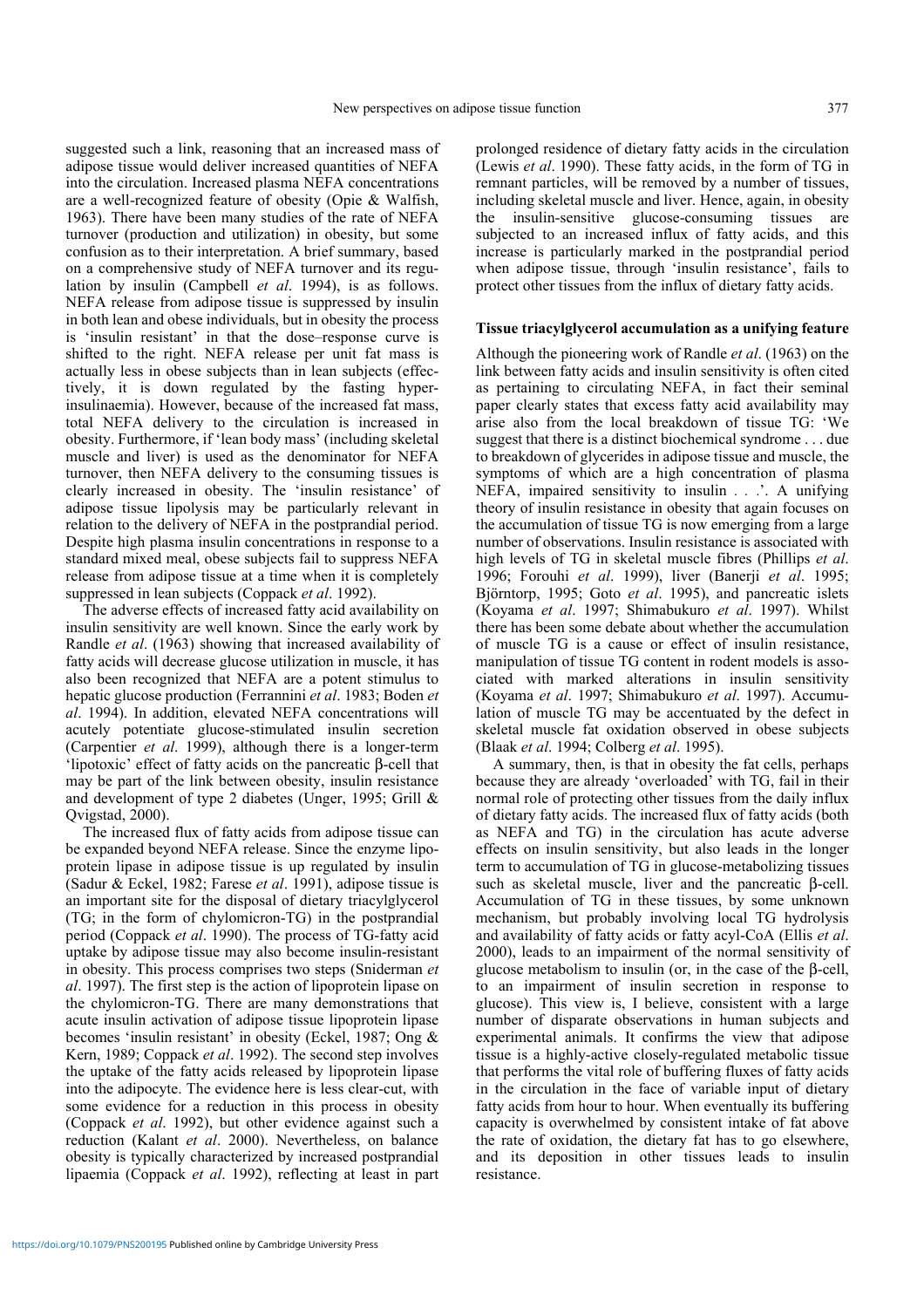suggested such a link, reasoning that an increased mass of adipose tissue would deliver increased quantities of NEFA into the circulation. Increased plasma NEFA concentrations are a well-recognized feature of obesity (Opie & Walfish, 1963). There have been many studies of the rate of NEFA turnover (production and utilization) in obesity, but some confusion as to their interpretation. A brief summary, based on a comprehensive study of NEFA turnover and its regulation by insulin (Campbell *et al*. 1994), is as follows. NEFA release from adipose tissue is suppressed by insulin in both lean and obese individuals, but in obesity the process is 'insulin resistant' in that the dose–response curve is shifted to the right. NEFA release per unit fat mass is actually less in obese subjects than in lean subjects (effectively, it is down regulated by the fasting hyperinsulinaemia). However, because of the increased fat mass, total NEFA delivery to the circulation is increased in obesity. Furthermore, if 'lean body mass' (including skeletal muscle and liver) is used as the denominator for NEFA turnover, then NEFA delivery to the consuming tissues is clearly increased in obesity. The 'insulin resistance' of adipose tissue lipolysis may be particularly relevant in relation to the delivery of NEFA in the postprandial period. Despite high plasma insulin concentrations in response to a standard mixed meal, obese subjects fail to suppress NEFA release from adipose tissue at a time when it is completely suppressed in lean subjects (Coppack *et al*. 1992).

The adverse effects of increased fatty acid availability on insulin sensitivity are well known. Since the early work by Randle *et al*. (1963) showing that increased availability of fatty acids will decrease glucose utilization in muscle, it has also been recognized that NEFA are a potent stimulus to hepatic glucose production (Ferrannini *et al*. 1983; Boden *et al*. 1994). In addition, elevated NEFA concentrations will acutely potentiate glucose-stimulated insulin secretion (Carpentier *et al*. 1999), although there is a longer-term 'lipotoxic' effect of fatty acids on the pancreatic β-cell that may be part of the link between obesity, insulin resistance and development of type 2 diabetes (Unger, 1995; Grill & Qvigstad, 2000).

The increased flux of fatty acids from adipose tissue can be expanded beyond NEFA release. Since the enzyme lipoprotein lipase in adipose tissue is up regulated by insulin (Sadur & Eckel, 1982; Farese *et al*. 1991), adipose tissue is an important site for the disposal of dietary triacylglycerol (TG; in the form of chylomicron-TG) in the postprandial period (Coppack *et al*. 1990). The process of TG-fatty acid uptake by adipose tissue may also become insulin-resistant in obesity. This process comprises two steps (Sniderman *et al*. 1997). The first step is the action of lipoprotein lipase on the chylomicron-TG. There are many demonstrations that acute insulin activation of adipose tissue lipoprotein lipase becomes 'insulin resistant' in obesity (Eckel, 1987; Ong & Kern, 1989; Coppack *et al*. 1992). The second step involves the uptake of the fatty acids released by lipoprotein lipase into the adipocyte. The evidence here is less clear-cut, with some evidence for a reduction in this process in obesity (Coppack *et al*. 1992), but other evidence against such a reduction (Kalant *et al*. 2000). Nevertheless, on balance obesity is typically characterized by increased postprandial lipaemia (Coppack *et al*. 1992), reflecting at least in part prolonged residence of dietary fatty acids in the circulation (Lewis *et al*. 1990). These fatty acids, in the form of TG in remnant particles, will be removed by a number of tissues, including skeletal muscle and liver. Hence, again, in obesity the insulin-sensitive glucose-consuming tissues are subjected to an increased influx of fatty acids, and this increase is particularly marked in the postprandial period when adipose tissue, through 'insulin resistance', fails to protect other tissues from the influx of dietary fatty acids.

### Tissue triacylglycerol accumulation as a unifying feature

Although the pioneering work of Randle *et al*. (1963) on the link between fatty acids and insulin sensitivity is often cited as pertaining to circulating NEFA, in fact their seminal paper clearly states that excess fatty acid availability may arise also from the local breakdown of tissue TG: 'We suggest that there is a distinct biochemical syndrome . . . due to breakdown of glycerides in adipose tissue and muscle, the symptoms of which are a high concentration of plasma NEFA, impaired sensitivity to insulin . . .'. A unifying theory of insulin resistance in obesity that again focuses on the accumulation of tissue TG is now emerging from a large number of observations. Insulin resistance is associated with high levels of TG in skeletal muscle fibres (Phillips *et al*. 1996; Forouhi *et al*. 1999), liver (Banerji *et al*. 1995; Björntorp, 1995; Goto *et al*. 1995), and pancreatic islets (Koyama *et al*. 1997; Shimabukuro *et al*. 1997). Whilst there has been some debate about whether the accumulation of muscle TG is a cause or effect of insulin resistance, manipulation of tissue TG content in rodent models is associated with marked alterations in insulin sensitivity (Koyama *et al*. 1997; Shimabukuro *et al*. 1997). Accumulation of muscle TG may be accentuated by the defect in skeletal muscle fat oxidation observed in obese subjects (Blaak *et al*. 1994; Colberg *et al*. 1995).

A summary, then, is that in obesity the fat cells, perhaps because they are already 'overloaded' with TG, fail in their normal role of protecting other tissues from the daily influx of dietary fatty acids. The increased flux of fatty acids (both as NEFA and TG) in the circulation has acute adverse effects on insulin sensitivity, but also leads in the longer term to accumulation of TG in glucose-metabolizing tissues such as skeletal muscle, liver and the pancreatic β-cell. Accumulation of TG in these tissues, by some unknown mechanism, but probably involving local TG hydrolysis and availability of fatty acids or fatty acyl-CoA (Ellis *et al*. 2000), leads to an impairment of the normal sensitivity of glucose metabolism to insulin (or, in the case of the β-cell, to an impairment of insulin secretion in response to glucose). This view is, I believe, consistent with a large number of disparate observations in human subjects and experimental animals. It confirms the view that adipose tissue is a highly-active closely-regulated metabolic tissue that performs the vital role of buffering fluxes of fatty acids in the circulation in the face of variable input of dietary fatty acids from hour to hour. When eventually its buffering capacity is overwhelmed by consistent intake of fat above the rate of oxidation, the dietary fat has to go elsewhere, and its deposition in other tissues leads to insulin resistance.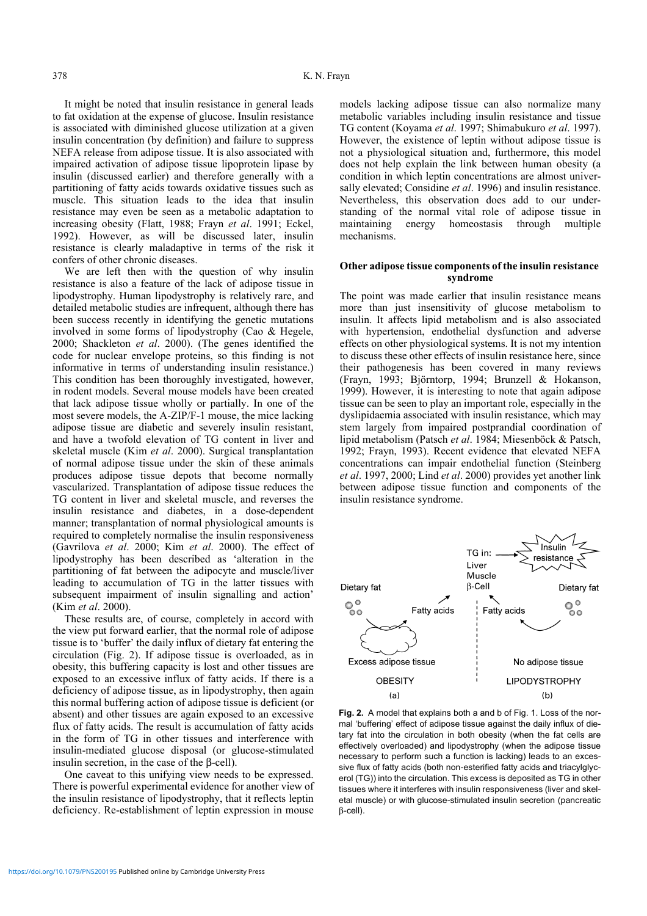It might be noted that insulin resistance in general leads to fat oxidation at the expense of glucose. Insulin resistance is associated with diminished glucose utilization at a given insulin concentration (by definition) and failure to suppress NEFA release from adipose tissue. It is also associated with impaired activation of adipose tissue lipoprotein lipase by insulin (discussed earlier) and therefore generally with a partitioning of fatty acids towards oxidative tissues such as muscle. This situation leads to the idea that insulin resistance may even be seen as a metabolic adaptation to increasing obesity (Flatt, 1988; Frayn *et al*. 1991; Eckel, 1992). However, as will be discussed later, insulin resistance is clearly maladaptive in terms of the risk it confers of other chronic diseases.

We are left then with the question of why insulin resistance is also a feature of the lack of adipose tissue in lipodystrophy. Human lipodystrophy is relatively rare, and detailed metabolic studies are infrequent, although there has been success recently in identifying the genetic mutations involved in some forms of lipodystrophy (Cao & Hegele, 2000; Shackleton *et al*. 2000). (The genes identified the code for nuclear envelope proteins, so this finding is not informative in terms of understanding insulin resistance.) This condition has been thoroughly investigated, however, in rodent models. Several mouse models have been created that lack adipose tissue wholly or partially. In one of the most severe models, the A-ZIP/F-1 mouse, the mice lacking adipose tissue are diabetic and severely insulin resistant, and have a twofold elevation of TG content in liver and skeletal muscle (Kim *et al*. 2000). Surgical transplantation of normal adipose tissue under the skin of these animals produces adipose tissue depots that become normally vascularized. Transplantation of adipose tissue reduces the TG content in liver and skeletal muscle, and reverses the insulin resistance and diabetes, in a dose-dependent manner; transplantation of normal physiological amounts is required to completely normalise the insulin responsiveness (Gavrilova *et al*. 2000; Kim *et al*. 2000). The effect of lipodystrophy has been described as 'alteration in the partitioning of fat between the adipocyte and muscle/liver leading to accumulation of TG in the latter tissues with subsequent impairment of insulin signalling and action' (Kim *et al*. 2000).

These results are, of course, completely in accord with the view put forward earlier, that the normal role of adipose tissue is to 'buffer' the daily influx of dietary fat entering the circulation (Fig. 2). If adipose tissue is overloaded, as in obesity, this buffering capacity is lost and other tissues are exposed to an excessive influx of fatty acids. If there is a deficiency of adipose tissue, as in lipodystrophy, then again this normal buffering action of adipose tissue is deficient (or absent) and other tissues are again exposed to an excessive flux of fatty acids. The result is accumulation of fatty acids in the form of TG in other tissues and interference with insulin-mediated glucose disposal (or glucose-stimulated insulin secretion, in the case of the β-cell).

One caveat to this unifying view needs to be expressed. There is powerful experimental evidence for another view of the insulin resistance of lipodystrophy, that it reflects leptin deficiency. Re-establishment of leptin expression in mouse models lacking adipose tissue can also normalize many metabolic variables including insulin resistance and tissue TG content (Koyama *et al*. 1997; Shimabukuro *et al*. 1997). However, the existence of leptin without adipose tissue is not a physiological situation and, furthermore, this model does not help explain the link between human obesity (a condition in which leptin concentrations are almost universally elevated; Considine *et al*. 1996) and insulin resistance. Nevertheless, this observation does add to our understanding of the normal vital role of adipose tissue in maintaining energy homeostasis through multiple mechanisms.

## Other adipose tissue components of the insulin resistance syndrome

The point was made earlier that insulin resistance means more than just insensitivity of glucose metabolism to insulin. It affects lipid metabolism and is also associated with hypertension, endothelial dysfunction and adverse effects on other physiological systems. It is not my intention to discuss these other effects of insulin resistance here, since their pathogenesis has been covered in many reviews (Frayn, 1993; Björntorp, 1994; Brunzell & Hokanson, 1999). However, it is interesting to note that again adipose tissue can be seen to play an important role, especially in the dyslipidaemia associated with insulin resistance, which may stem largely from impaired postprandial coordination of lipid metabolism (Patsch *et al*. 1984; Miesenböck & Patsch, 1992; Frayn, 1993). Recent evidence that elevated NEFA concentrations can impair endothelial function (Steinberg *et al*. 1997, 2000; Lind *et al*. 2000) provides yet another link between adipose tissue function and components of the insulin resistance syndrome.

**Fig. 2.** A model that explains both a and b of Fig. 1. Loss of the normal 'buffering' effect of adipose tissue against the daily influx of dietary fat into the circulation in both obesity (when the fat cells are effectively overloaded) and lipodystrophy (when the adipose tissue necessary to perform such a function is lacking) leads to an excessive flux of fatty acids (both non-esterified fatty acids and triacylglycerol (TG)) into the circulation. This excess is deposited as TG in other tissues where it interferes with insulin responsiveness (liver and skeletal muscle) or with glucose-stimulated insulin secretion (pancreatic β-cell).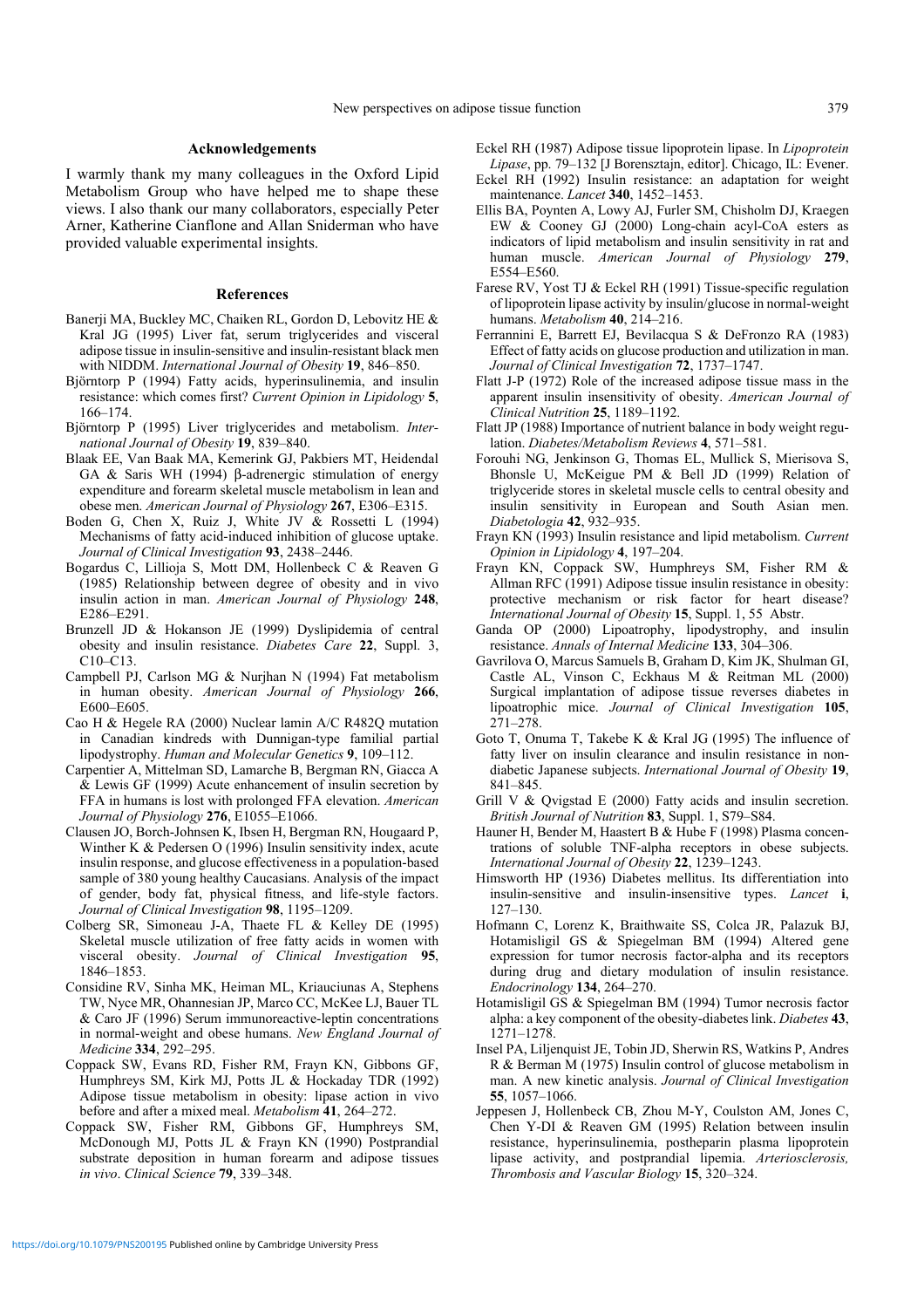## Acknowledgements

I warmly thank my many colleagues in the Oxford Lipid Metabolism Group who have helped me to shape these views. I also thank our many collaborators, especially Peter Arner, Katherine Cianflone and Allan Sniderman who have provided valuable experimental insights.

## References

Banerji MA, Buckley MC, Chaiken RL, Gordon D, Lebovitz HE & Kral JG (1995) Liver fat, serum triglycerides and visceral adipose tissue in insulin-sensitive and insulin-resistant black men with NIDDM. *International Journal of Obesity* **19**, 846–850.

Björntorp P (1994) Fatty acids, hyperinsulinemia, and insulin resistance: which comes first? *Current Opinion in Lipidology* **5**, 166–174.

Björntorp P (1995) Liver triglycerides and metabolism. *International Journal of Obesity* **19**, 839–840.

Blaak EE, Van Baak MA, Kemerink GJ, Pakbiers MT, Heidendal GA & Saris WH (1994) β-adrenergic stimulation of energy expenditure and forearm skeletal muscle metabolism in lean and obese men. *American Journal of Physiology* **267**, E306–E315.

Boden G, Chen X, Ruiz J, White JV & Rossetti L (1994) Mechanisms of fatty acid-induced inhibition of glucose uptake. *Journal of Clinical Investigation* **93**, 2438–2446.

Bogardus C, Lillioja S, Mott DM, Hollenbeck C & Reaven G (1985) Relationship between degree of obesity and in vivo insulin action in man. *American Journal of Physiology* **248**, E286–E291.

Brunzell JD & Hokanson JE (1999) Dyslipidemia of central obesity and insulin resistance. *Diabetes Care* **22**, Suppl. 3, C10–C13.

Campbell PJ, Carlson MG & Nurjhan N (1994) Fat metabolism in human obesity. *American Journal of Physiology* **266**, E600–E605.

Cao H & Hegele RA (2000) Nuclear lamin A/C R482Q mutation in Canadian kindreds with Dunnigan-type familial partial lipodystrophy. *Human and Molecular Genetics* **9**, 109–112.

Carpentier A, Mittelman SD, Lamarche B, Bergman RN, Giacca A & Lewis GF (1999) Acute enhancement of insulin secretion by FFA in humans is lost with prolonged FFA elevation. *American Journal of Physiology* **276**, E1055–E1066.

Clausen JO, Borch-Johnsen K, Ibsen H, Bergman RN, Hougaard P, Winther K & Pedersen O (1996) Insulin sensitivity index, acute insulin response, and glucose effectiveness in a population-based sample of 380 young healthy Caucasians. Analysis of the impact of gender, body fat, physical fitness, and life-style factors. *Journal of Clinical Investigation* **98**, 1195–1209.

Colberg SR, Simoneau J-A, Thaete FL & Kelley DE (1995) Skeletal muscle utilization of free fatty acids in women with visceral obesity. *Journal of Clinical Investigation* **95**, 1846–1853.

Considine RV, Sinha MK, Heiman ML, Kriauciunas A, Stephens TW, Nyce MR, Ohannesian JP, Marco CC, McKee LJ, Bauer TL & Caro JF (1996) Serum immunoreactive-leptin concentrations in normal-weight and obese humans. *New England Journal of Medicine* **334**, 292–295.

Coppack SW, Evans RD, Fisher RM, Frayn KN, Gibbons GF, Humphreys SM, Kirk MJ, Potts JL & Hockaday TDR (1992) Adipose tissue metabolism in obesity: lipase action in vivo before and after a mixed meal. *Metabolism* **41**, 264–272.

Coppack SW, Fisher RM, Gibbons GF, Humphreys SM, McDonough MJ, Potts JL & Frayn KN (1990) Postprandial substrate deposition in human forearm and adipose tissues *in vivo*. *Clinical Science* **79**, 339–348.

Eckel RH (1987) Adipose tissue lipoprotein lipase. In *Lipoprotein Lipase*, pp. 79–132 [J Borensztajn, editor]. Chicago, IL: Evener.

Eckel RH (1992) Insulin resistance: an adaptation for weight maintenance. *Lancet* **340**, 1452–1453.

Ellis BA, Poynten A, Lowy AJ, Furler SM, Chisholm DJ, Kraegen EW & Cooney GJ (2000) Long-chain acyl-CoA esters as indicators of lipid metabolism and insulin sensitivity in rat and human muscle. *American Journal of Physiology* **279**, E554–E560.

Farese RV, Yost TJ & Eckel RH (1991) Tissue-specific regulation of lipoprotein lipase activity by insulin/glucose in normal-weight humans. *Metabolism* **40**, 214–216.

Ferrannini E, Barrett EJ, Bevilacqua S & DeFronzo RA (1983) Effect of fatty acids on glucose production and utilization in man. *Journal of Clinical Investigation* **72**, 1737–1747.

Flatt J-P (1972) Role of the increased adipose tissue mass in the apparent insulin insensitivity of obesity. *American Journal of Clinical Nutrition* **25**, 1189–1192.

Flatt JP (1988) Importance of nutrient balance in body weight regulation. *Diabetes/Metabolism Reviews* **4**, 571–581.

Forouhi NG, Jenkinson G, Thomas EL, Mullick S, Mierisova S, Bhonsle U, McKeigue PM & Bell JD (1999) Relation of triglyceride stores in skeletal muscle cells to central obesity and insulin sensitivity in European and South Asian men. *Diabetologia* **42**, 932–935.

Frayn KN (1993) Insulin resistance and lipid metabolism. *Current Opinion in Lipidology* **4**, 197–204.

Frayn KN, Coppack SW, Humphreys SM, Fisher RM & Allman RFC (1991) Adipose tissue insulin resistance in obesity: protective mechanism or risk factor for heart disease? *International Journal of Obesity* **15**, Suppl. 1, 55 Abstr.

Ganda OP (2000) Lipoatrophy, lipodystrophy, and insulin resistance. *Annals of Internal Medicine* **133**, 304–306.

Gavrilova O, Marcus Samuels B, Graham D, Kim JK, Shulman GI, Castle AL, Vinson C, Eckhaus M & Reitman ML (2000) Surgical implantation of adipose tissue reverses diabetes in lipoatrophic mice. *Journal of Clinical Investigation* **105**, 271–278.

Goto T, Onuma T, Takebe K & Kral JG (1995) The influence of fatty liver on insulin clearance and insulin resistance in non-diabetic Japanese subjects. *International Journal of Obesity* **19**, 841–845.

Grill V & Qvigstad E (2000) Fatty acids and insulin secretion. *British Journal of Nutrition* **83**, Suppl. 1, S79–S84.

Hauner H, Bender M, Haastert B & Hube F (1998) Plasma concentrations of soluble TNF-alpha receptors in obese subjects. *International Journal of Obesity* **22**, 1239–1243.

Himsworth HP (1936) Diabetes mellitus. Its differentiation into insulin-sensitive and insulin-insensitive types. *Lancet* **i**, 127–130.

Hofmann C, Lorenz K, Braithwaite SS, Colca JR, Palazuk BJ, Hotamisligil GS & Spiegelman BM (1994) Altered gene expression for tumor necrosis factor-alpha and its receptors during drug and dietary modulation of insulin resistance. *Endocrinology* **134**, 264–270.

Hotamisligil GS & Spiegelman BM (1994) Tumor necrosis factor alpha: a key component of the obesity-diabetes link. *Diabetes* **43**, 1271–1278.

Insel PA, Liljenquist JE, Tobin JD, Sherwin RS, Watkins P, Andres R & Berman M (1975) Insulin control of glucose metabolism in man. A new kinetic analysis. *Journal of Clinical Investigation* **55**, 1057–1066.

Jeppesen J, Hollenbeck CB, Zhou M-Y, Coulston AM, Jones C, Chen Y-DI & Reaven GM (1995) Relation between insulin resistance, hyperinsulinemia, postheparin plasma lipoprotein lipase activity, and postprandial lipemia. *Arteriosclerosis, Thrombosis and Vascular Biology* **15**, 320–324.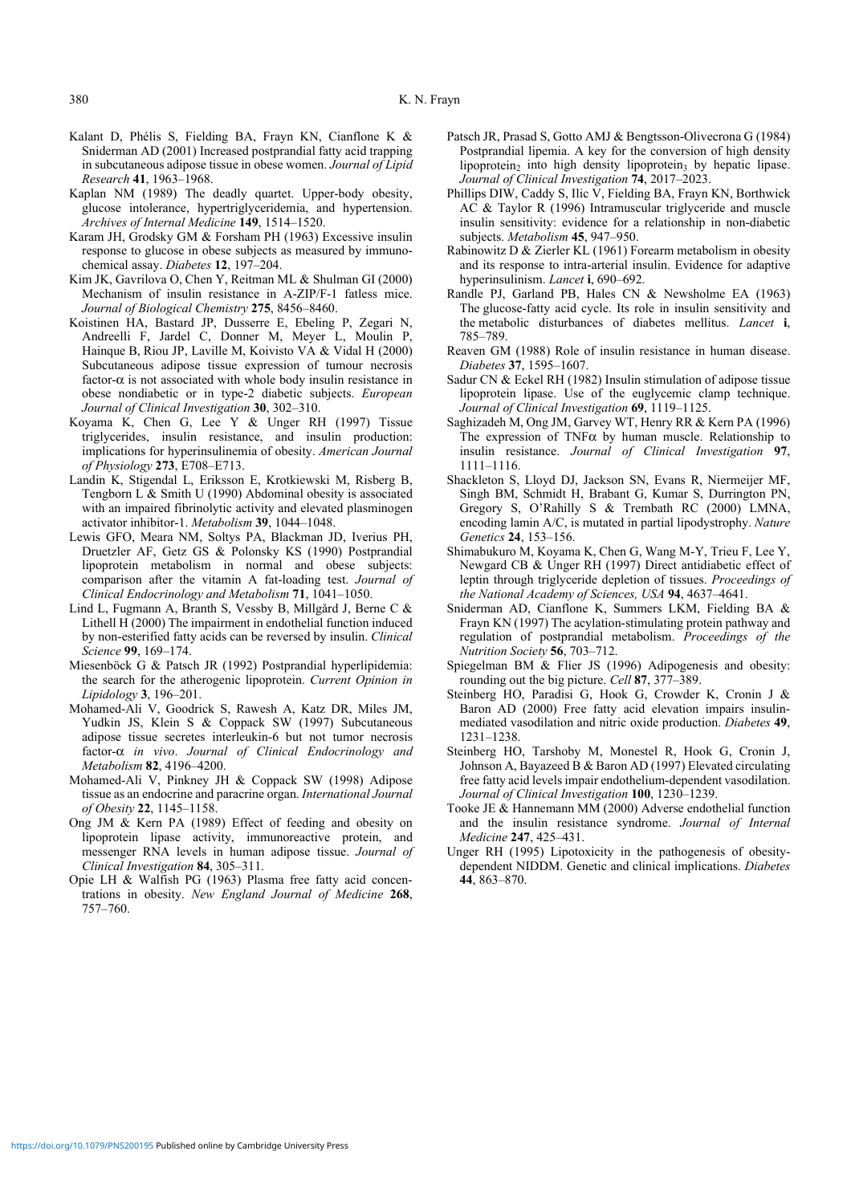Kalant D, Phélis S, Fielding BA, Frayn KN, Cianflone K & Sniderman AD (2001) Increased postprandial fatty acid trapping in subcutaneous adipose tissue in obese women. *Journal of Lipid Research* **41**, 1963–1968.

Kaplan NM (1989) The deadly quartet. Upper-body obesity, glucose intolerance, hypertriglyceridemia, and hypertension. *Archives of Internal Medicine* **149**, 1514–1520.

Karam JH, Grodsky GM & Forsham PH (1963) Excessive insulin response to glucose in obese subjects as measured by immunochemical assay. *Diabetes* **12**, 197–204.

Kim JK, Gavrilova O, Chen Y, Reitman ML & Shulman GI (2000) Mechanism of insulin resistance in A-ZIP/F-1 fatless mice. *Journal of Biological Chemistry* **275**, 8456–8460.

Koistinen HA, Bastard JP, Dusserre E, Ebeling P, Zegari N, Andreelli F, Jardel C, Donner M, Meyer L, Moulin P, Hainque B, Riou JP, Laville M, Koivisto VA & Vidal H (2000) Subcutaneous adipose tissue expression of tumour necrosis factor-α is not associated with whole body insulin resistance in obese nondiabetic or in type-2 diabetic subjects. *European Journal of Clinical Investigation* **30**, 302–310.

Koyama K, Chen G, Lee Y & Unger RH (1997) Tissue triglycerides, insulin resistance, and insulin production: implications for hyperinsulinemia of obesity. *American Journal of Physiology* **273**, E708–E713.

Landin K, Stigendal L, Eriksson E, Krotkiewski M, Risberg B, Tengborn L & Smith U (1990) Abdominal obesity is associated with an impaired fibrinolytic activity and elevated plasminogen activator inhibitor-1. *Metabolism* **39**, 1044–1048.

Lewis GFO, Meara NM, Soltys PA, Blackman JD, Iverius PH, Druetzler AF, Getz GS & Polonsky KS (1990) Postprandial lipoprotein metabolism in normal and obese subjects: comparison after the vitamin A fat-loading test. *Journal of Clinical Endocrinology and Metabolism* **71**, 1041–1050.

Lind L, Fugmann A, Branth S, Vessby B, Millgård J, Berne C & Lithell H (2000) The impairment in endothelial function induced by non-esterified fatty acids can be reversed by insulin. *Clinical Science* **99**, 169–174.

Miesenböck G & Patsch JR (1992) Postprandial hyperlipidemia: the search for the atherogenic lipoprotein. *Current Opinion in Lipidology* **3**, 196–201.

Mohamed-Ali V, Goodrick S, Rawesh A, Katz DR, Miles JM, Yudkin JS, Klein S & Coppack SW (1997) Subcutaneous adipose tissue secretes interleukin-6 but not tumor necrosis factor-α *in vivo*. *Journal of Clinical Endocrinology and Metabolism* **82**, 4196–4200.

Mohamed-Ali V, Pinkney JH & Coppack SW (1998) Adipose tissue as an endocrine and paracrine organ. *International Journal of Obesity* **22**, 1145–1158.

Ong JM & Kern PA (1989) Effect of feeding and obesity on lipoprotein lipase activity, immunoreactive protein, and messenger RNA levels in human adipose tissue. *Journal of Clinical Investigation* **84**, 305–311.

Opie LH & Walfish PG (1963) Plasma free fatty acid concentrations in obesity. *New England Journal of Medicine* **268**, 757–760.

Patsch JR, Prasad S, Gotto AMJ & Bengtsson-Olivecrona G (1984) Postprandial lipemia. A key for the conversion of high density $lipoprotein_2$ into high density $lipoprotein_3$ by hepatic lipase. *Journal of Clinical Investigation* **74**, 2017–2023.

Phillips DIW, Caddy S, Ilic V, Fielding BA, Frayn KN, Borthwick AC & Taylor R (1996) Intramuscular triglyceride and muscle insulin sensitivity: evidence for a relationship in non-diabetic subjects. *Metabolism* **45**, 947–950.

Rabinowitz D & Zierler KL (1961) Forearm metabolism in obesity and its response to intra-arterial insulin. Evidence for adaptive hyperinsulinism. *Lancet* **i**, 690–692.

Randle PJ, Garland PB, Hales CN & Newsholme EA (1963) The glucose-fatty acid cycle. Its role in insulin sensitivity and the metabolic disturbances of diabetes mellitus. *Lancet* **i**, 785–789.

Reaven GM (1988) Role of insulin resistance in human disease. *Diabetes* **37**, 1595–1607.

Sadur CN & Eckel RH (1982) Insulin stimulation of adipose tissue lipoprotein lipase. Use of the euglycemic clamp technique. *Journal of Clinical Investigation* **69**, 1119–1125.

Saghizadeh M, Ong JM, Garvey WT, Henry RR & Kern PA (1996) The expression of TNFα by human muscle. Relationship to insulin resistance. *Journal of Clinical Investigation* **97**, 1111–1116.

Shackleton S, Lloyd DJ, Jackson SN, Evans R, Niermeijer MF, Singh BM, Schmidt H, Brabant G, Kumar S, Durrington PN, Gregory S, O'Rahilly S & Trembath RC (2000) LMNA, encoding lamin A/C, is mutated in partial lipodystrophy. *Nature Genetics* **24**, 153–156.

Shimabukuro M, Koyama K, Chen G, Wang M-Y, Trieu F, Lee Y, Newgard CB & Unger RH (1997) Direct antidiabetic effect of leptin through triglyceride depletion of tissues. *Proceedings of the National Academy of Sciences, USA* **94**, 4637–4641.

Sniderman AD, Cianflone K, Summers LKM, Fielding BA & Frayn KN (1997) The acylation-stimulating protein pathway and regulation of postprandial metabolism. *Proceedings of the Nutrition Society* **56**, 703–712.

Spiegelman BM & Flier JS (1996) Adipogenesis and obesity: rounding out the big picture. *Cell* **87**, 377–389.

Steinberg HO, Paradisi G, Hook G, Crowder K, Cronin J & Baron AD (2000) Free fatty acid elevation impairs insulin-mediated vasodilation and nitric oxide production. *Diabetes* **49**, 1231–1238.

Steinberg HO, Tarshoby M, Monestel R, Hook G, Cronin J, Johnson A, Bayazeed B & Baron AD (1997) Elevated circulating free fatty acid levels impair endothelium-dependent vasodilation. *Journal of Clinical Investigation* **100**, 1230–1239.

Tooke JE & Hannemann MM (2000) Adverse endothelial function and the insulin resistance syndrome. *Journal of Internal Medicine* **247**, 425–431.

Unger RH (1995) Lipotoxicity in the pathogenesis of obesity-dependent NIDDM. Genetic and clinical implications. *Diabetes* **44**, 863–870.